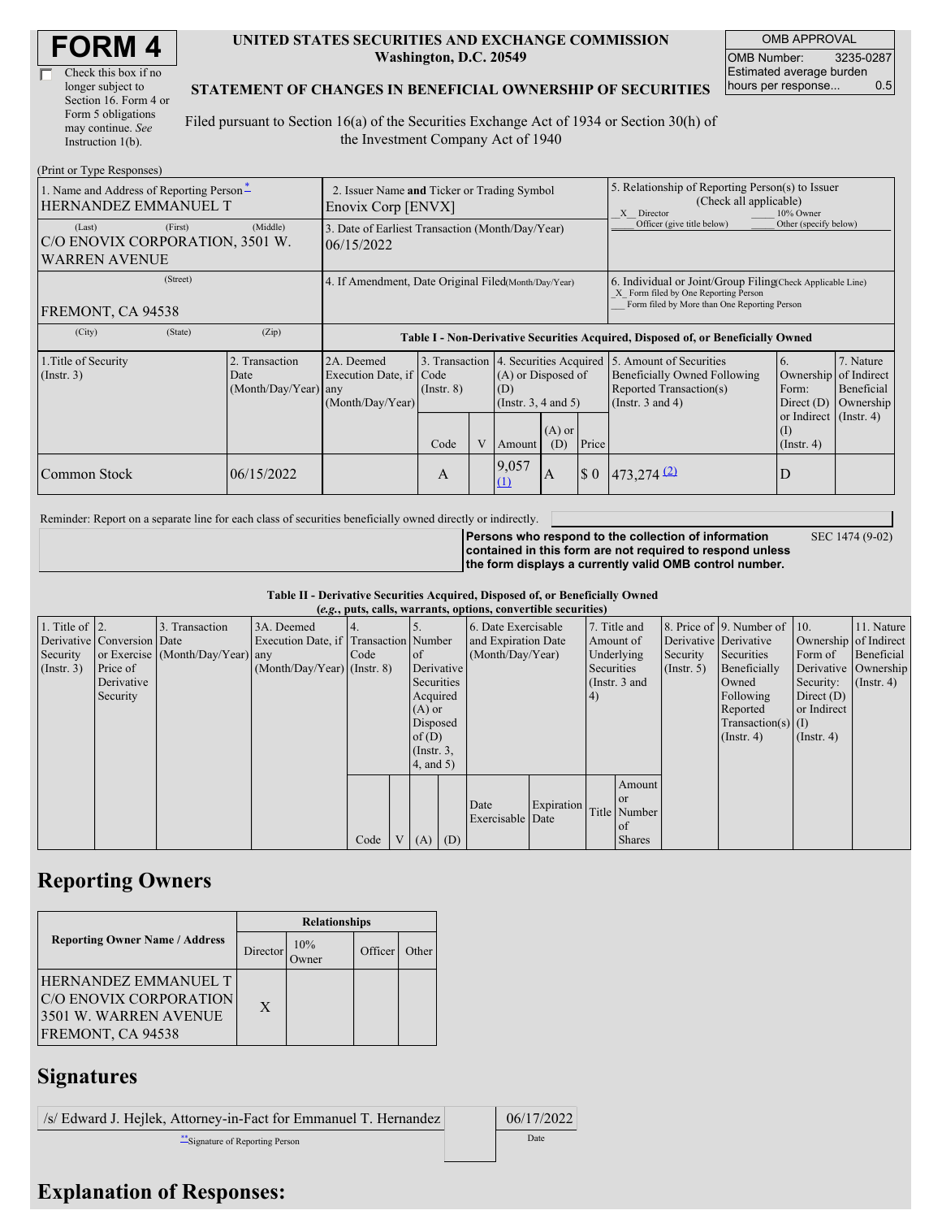# FORM 4

☐ Check this box if no longer subject to Section 16. Form 4 or Form 5 obligations may continue. *See* Instruction 1(b).

**UNITED STATES SECURITIES AND EXCHANGE COMMISSION**
**Washington, D.C. 20549**

**STATEMENT OF CHANGES IN BENEFICIAL OWNERSHIP OF SECURITIES**

Filed pursuant to Section 16(a) of the Securities Exchange Act of 1934 or Section 30(h) of the Investment Company Act of 1940

| OMB APPROVAL | |
|---|---|
| OMB Number: | 3235-0287 |
| Estimated average burden hours per response... | 0.5 |

(Print or Type Responses)

| 1. Name and Address of Reporting Person* | 2. Issuer Name **and** Ticker or Trading Symbol | 5. Relationship of Reporting Person(s) to Issuer (Check all applicable) |
|---|---|---|
| HERNANDEZ EMMANUEL T | Enovix Corp [ENVX] | _X_ Director ___ 10% Owner ___ Officer (give title below) ___ Other (specify below) |
| (Last) (First) (Middle) C/O ENOVIX CORPORATION, 3501 W. WARREN AVENUE | 3. Date of Earliest Transaction (Month/Day/Year) 06/15/2022 | |
| (Street) FREMONT, CA 94538 | 4. If Amendment, Date Original Filed (Month/Day/Year) | 6. Individual or Joint/Group Filing (Check Applicable Line) _X_ Form filed by One Reporting Person ___ Form filed by More than One Reporting Person |
| (City) (State) (Zip) | | |

**Table I - Non-Derivative Securities Acquired, Disposed of, or Beneficially Owned**

| 1.Title of Security (Instr. 3) | 2. Transaction Date (Month/Day/Year) | 2A. Deemed Execution Date, if any (Month/Day/Year) | 3. Transaction Code (Instr. 8) | | 4. Securities Acquired (A) or Disposed of (D) (Instr. 3, 4 and 5) | | | 5. Amount of Securities Beneficially Owned Following Reported Transaction(s) (Instr. 3 and 4) | 6. Ownership Form: Direct (D) or Indirect (I) (Instr. 4) | 7. Nature of Indirect Beneficial Ownership (Instr. 4) |
|---|---|---|---|---|---|---|---|---|---|---|
| | | | Code | V | Amount | (A) or (D) | Price | | | |
| Common Stock | 06/15/2022 | | A | | 9,057 (1) | A | $ 0 | 473,274 (2) | D | |

Reminder: Report on a separate line for each class of securities beneficially owned directly or indirectly.

**Persons who respond to the collection of information contained in this form are not required to respond unless the form displays a currently valid OMB control number.** SEC 1474 (9-02)

**Table II - Derivative Securities Acquired, Disposed of, or Beneficially Owned**
**(*e.g.*, puts, calls, warrants, options, convertible securities)**

| 1. Title of Derivative Security (Instr. 3) | 2. Conversion or Exercise Price of Derivative Security | 3. Transaction Date (Month/Day/Year) | 3A. Deemed Execution Date, if any (Month/Day/Year) | 4. Transaction Code (Instr. 8) | | 5. Number of Derivative Securities Acquired (A) or Disposed of (D) (Instr. 3, 4, and 5) | | 6. Date Exercisable and Expiration Date (Month/Day/Year) | | 7. Title and Amount of Underlying Securities (Instr. 3 and 4) | | 8. Price of Derivative Security (Instr. 5) | 9. Number of Derivative Securities Beneficially Owned Following Reported Transaction(s) (Instr. 4) | 10. Ownership Form of Derivative Security: Direct (D) or Indirect (I) (Instr. 4) | 11. Nature of Indirect Beneficial Ownership (Instr. 4) |
|---|---|---|---|---|---|---|---|---|---|---|---|---|---|---|---|
| | | | | Code | V | (A) | (D) | Date Exercisable | Expiration Date | Title | Amount or Number of Shares | | | | |

## Reporting Owners

| Reporting Owner Name / Address | Relationships | | | |
|---|---|---|---|---|
| | Director | 10% Owner | Officer | Other |
| HERNANDEZ EMMANUEL T C/O ENOVIX CORPORATION 3501 W. WARREN AVENUE FREMONT, CA 94538 | X | | | |

## Signatures

| /s/ Edward J. Hejlek, Attorney-in-Fact for Emmanuel T. Hernandez | 06/17/2022 |
|---|---|
| **Signature of Reporting Person | Date |

## Explanation of Responses: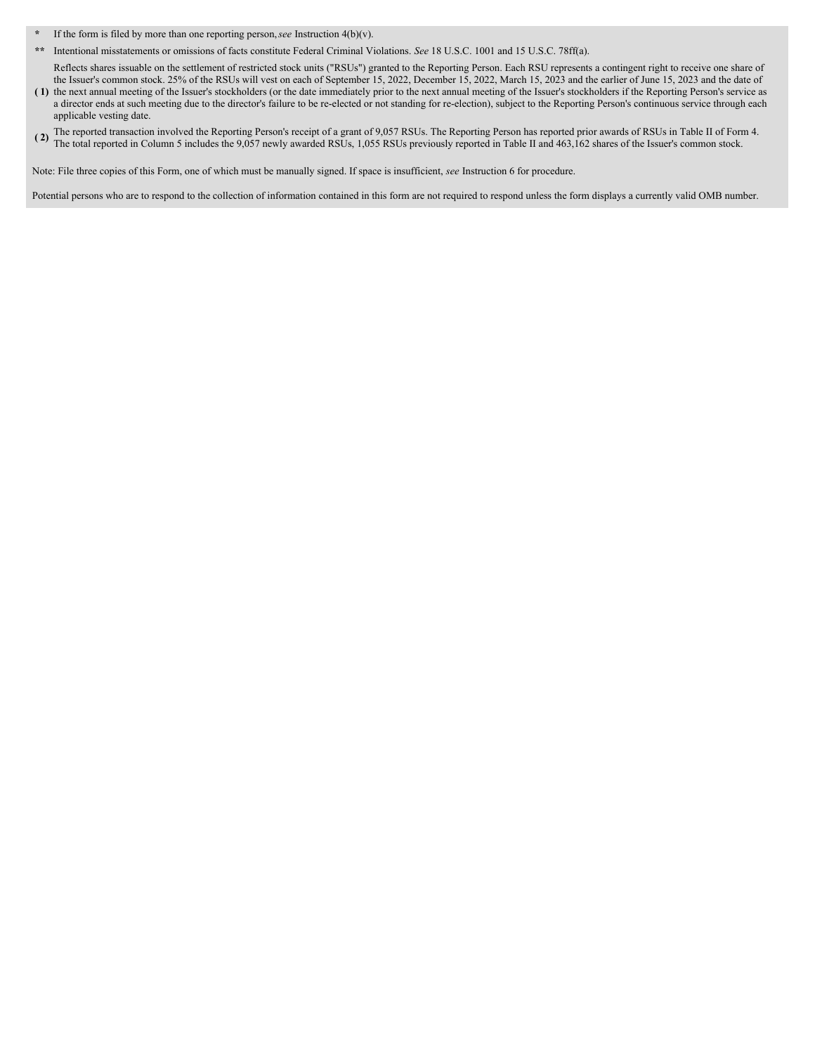| | | |
|---|---|---|
| * | If the form is filed by more than one reporting person, *see* Instruction 4(b)(v). |
| ** | Intentional misstatements or omissions of facts constitute Federal Criminal Violations. *See* 18 U.S.C. 1001 and 15 U.S.C. 78ff(a). |
| ( 1) | Reflects shares issuable on the settlement of restricted stock units ("RSUs") granted to the Reporting Person. Each RSU represents a contingent right to receive one share of the Issuer's common stock. 25% of the RSUs will vest on each of September 15, 2022, December 15, 2022, March 15, 2023 and the earlier of June 15, 2023 and the date of the next annual meeting of the Issuer's stockholders (or the date immediately prior to the next annual meeting of the Issuer's stockholders if the Reporting Person's service as a director ends at such meeting due to the director's failure to be re-elected or not standing for re-election), subject to the Reporting Person's continuous service through each applicable vesting date. |
| ( 2) | The reported transaction involved the Reporting Person's receipt of a grant of 9,057 RSUs. The Reporting Person has reported prior awards of RSUs in Table II of Form 4. The total reported in Column 5 includes the 9,057 newly awarded RSUs, 1,055 RSUs previously reported in Table II and 463,162 shares of the Issuer's common stock. |

Note: File three copies of this Form, one of which must be manually signed. If space is insufficient, *see* Instruction 6 for procedure.

Potential persons who are to respond to the collection of information contained in this form are not required to respond unless the form displays a currently valid OMB number.